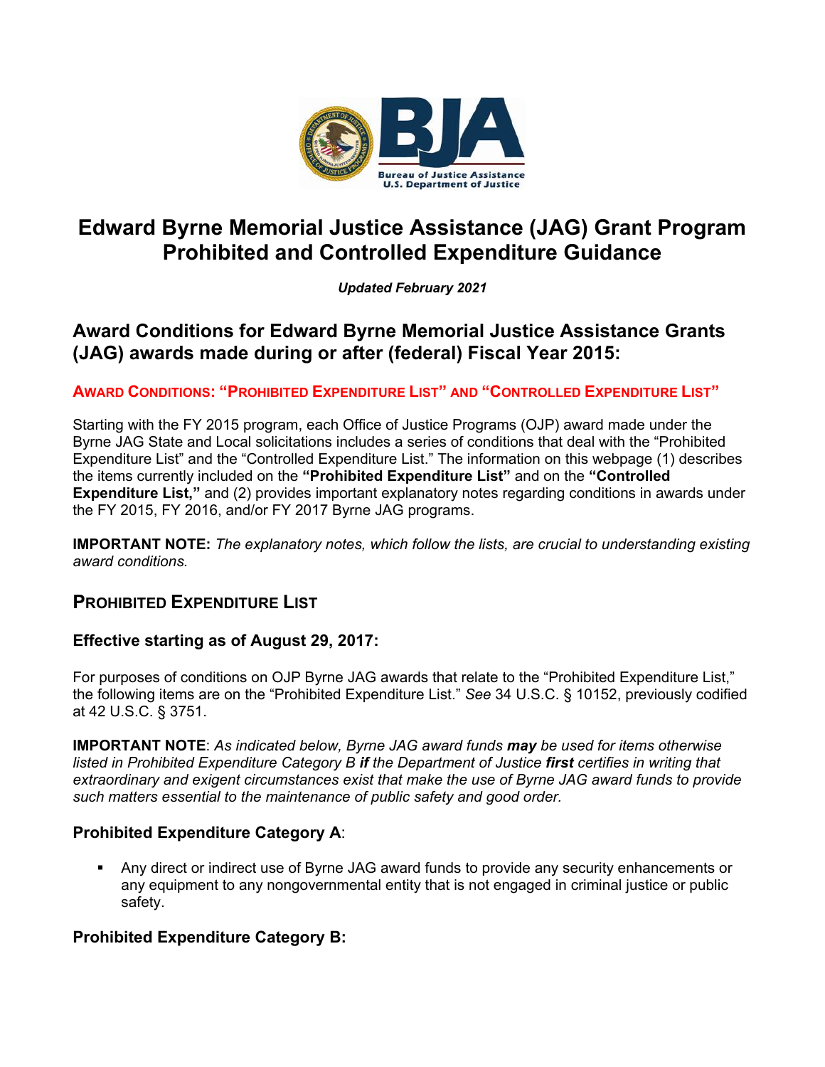# Edward Byrne Memorial Justice Assistance (JAG) Grant Program Prohibited and Controlled Expenditure Guidance

*Updated February 2021*

## Award Conditions for Edward Byrne Memorial Justice Assistance Grants (JAG) awards made during or after (federal) Fiscal Year 2015:

### AWARD CONDITIONS: "PROHIBITED EXPENDITURE LIST" AND "CONTROLLED EXPENDITURE LIST"

Starting with the FY 2015 program, each Office of Justice Programs (OJP) award made under the Byrne JAG State and Local solicitations includes a series of conditions that deal with the "Prohibited Expenditure List" and the "Controlled Expenditure List." The information on this webpage (1) describes the items currently included on the **"Prohibited Expenditure List"** and on the **"Controlled Expenditure List,"** and (2) provides important explanatory notes regarding conditions in awards under the FY 2015, FY 2016, and/or FY 2017 Byrne JAG programs.

**IMPORTANT NOTE:** *The explanatory notes, which follow the lists, are crucial to understanding existing award conditions.*

## PROHIBITED EXPENDITURE LIST

### Effective starting as of August 29, 2017:

For purposes of conditions on OJP Byrne JAG awards that relate to the "Prohibited Expenditure List," the following items are on the "Prohibited Expenditure List." *See* 34 U.S.C. § 10152, previously codified at 42 U.S.C. § 3751.

**IMPORTANT NOTE**: *As indicated below, Byrne JAG award funds **may** be used for items otherwise listed in Prohibited Expenditure Category B **if** the Department of Justice **first** certifies in writing that extraordinary and exigent circumstances exist that make the use of Byrne JAG award funds to provide such matters essential to the maintenance of public safety and good order.*

### Prohibited Expenditure Category A:

- Any direct or indirect use of Byrne JAG award funds to provide any security enhancements or any equipment to any nongovernmental entity that is not engaged in criminal justice or public safety.

### Prohibited Expenditure Category B: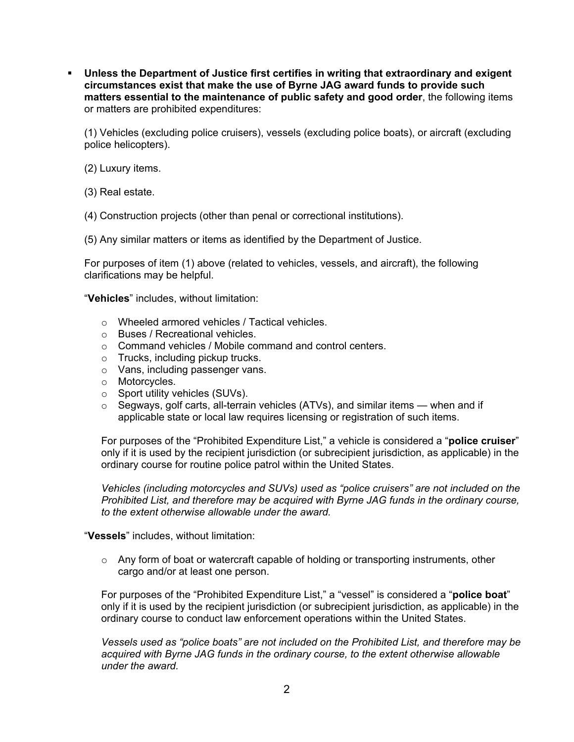- **Unless the Department of Justice first certifies in writing that extraordinary and exigent circumstances exist that make the use of Byrne JAG award funds to provide such matters essential to the maintenance of public safety and good order**, the following items or matters are prohibited expenditures:

  (1) Vehicles (excluding police cruisers), vessels (excluding police boats), or aircraft (excluding police helicopters).

  (2) Luxury items.

  (3) Real estate.

  (4) Construction projects (other than penal or correctional institutions).

  (5) Any similar matters or items as identified by the Department of Justice.

  For purposes of item (1) above (related to vehicles, vessels, and aircraft), the following clarifications may be helpful.

  "**Vehicles**" includes, without limitation:

  - Wheeled armored vehicles / Tactical vehicles.
  - Buses / Recreational vehicles.
  - Command vehicles / Mobile command and control centers.
  - Trucks, including pickup trucks.
  - Vans, including passenger vans.
  - Motorcycles.
  - Sport utility vehicles (SUVs).
  - Segways, golf carts, all-terrain vehicles (ATVs), and similar items — when and if applicable state or local law requires licensing or registration of such items.

  For purposes of the "Prohibited Expenditure List," a vehicle is considered a "**police cruiser**" only if it is used by the recipient jurisdiction (or subrecipient jurisdiction, as applicable) in the ordinary course for routine police patrol within the United States.

  *Vehicles (including motorcycles and SUVs) used as "police cruisers" are not included on the Prohibited List, and therefore may be acquired with Byrne JAG funds in the ordinary course, to the extent otherwise allowable under the award.*

  "**Vessels**" includes, without limitation:

  - Any form of boat or watercraft capable of holding or transporting instruments, other cargo and/or at least one person.

  For purposes of the "Prohibited Expenditure List," a "vessel" is considered a "**police boat**" only if it is used by the recipient jurisdiction (or subrecipient jurisdiction, as applicable) in the ordinary course to conduct law enforcement operations within the United States.

  *Vessels used as "police boats" are not included on the Prohibited List, and therefore may be acquired with Byrne JAG funds in the ordinary course, to the extent otherwise allowable under the award.*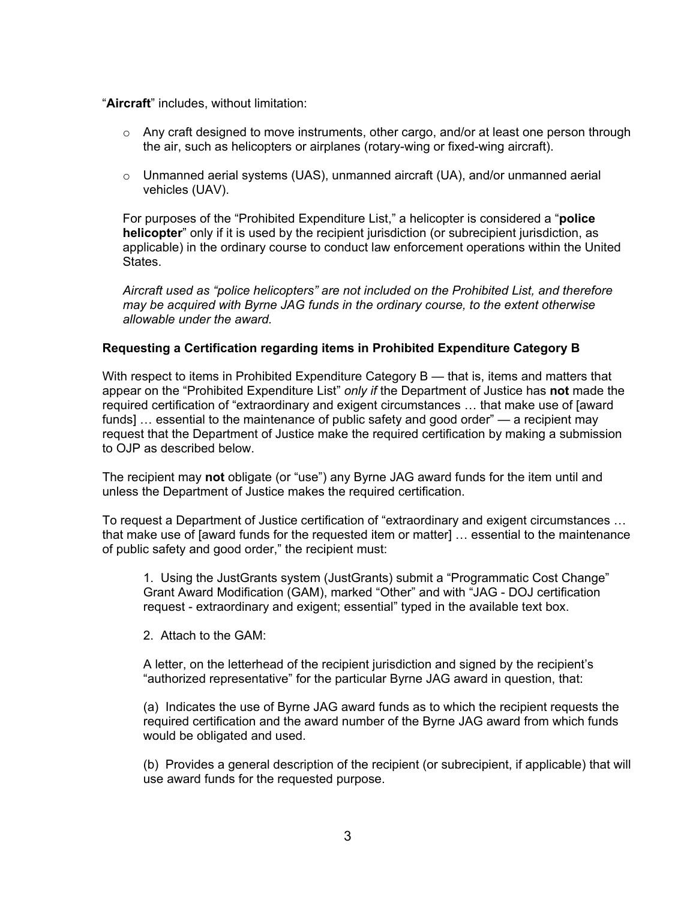"**Aircraft**" includes, without limitation:

- Any craft designed to move instruments, other cargo, and/or at least one person through the air, such as helicopters or airplanes (rotary-wing or fixed-wing aircraft).
- Unmanned aerial systems (UAS), unmanned aircraft (UA), and/or unmanned aerial vehicles (UAV).

For purposes of the "Prohibited Expenditure List," a helicopter is considered a "**police helicopter**" only if it is used by the recipient jurisdiction (or subrecipient jurisdiction, as applicable) in the ordinary course to conduct law enforcement operations within the United States.

*Aircraft used as "police helicopters" are not included on the Prohibited List, and therefore may be acquired with Byrne JAG funds in the ordinary course, to the extent otherwise allowable under the award.*

**Requesting a Certification regarding items in Prohibited Expenditure Category B**

With respect to items in Prohibited Expenditure Category B — that is, items and matters that appear on the "Prohibited Expenditure List" *only if* the Department of Justice has **not** made the required certification of "extraordinary and exigent circumstances … that make use of [award funds] … essential to the maintenance of public safety and good order" — a recipient may request that the Department of Justice make the required certification by making a submission to OJP as described below.

The recipient may **not** obligate (or "use") any Byrne JAG award funds for the item until and unless the Department of Justice makes the required certification.

To request a Department of Justice certification of "extraordinary and exigent circumstances … that make use of [award funds for the requested item or matter] … essential to the maintenance of public safety and good order," the recipient must:

1. Using the JustGrants system (JustGrants) submit a "Programmatic Cost Change" Grant Award Modification (GAM), marked "Other" and with "JAG - DOJ certification request - extraordinary and exigent; essential" typed in the available text box.

2. Attach to the GAM:

A letter, on the letterhead of the recipient jurisdiction and signed by the recipient's "authorized representative" for the particular Byrne JAG award in question, that:

(a) Indicates the use of Byrne JAG award funds as to which the recipient requests the required certification and the award number of the Byrne JAG award from which funds would be obligated and used.

(b) Provides a general description of the recipient (or subrecipient, if applicable) that will use award funds for the requested purpose.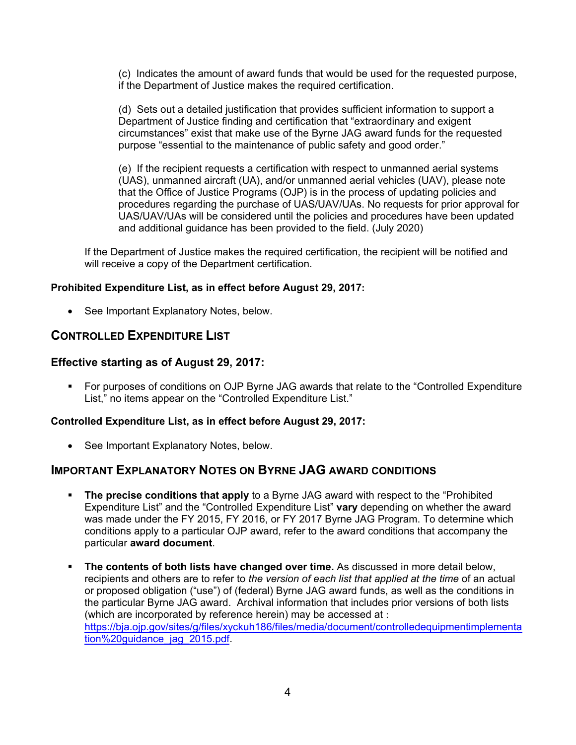(c) Indicates the amount of award funds that would be used for the requested purpose, if the Department of Justice makes the required certification.

(d) Sets out a detailed justification that provides sufficient information to support a Department of Justice finding and certification that "extraordinary and exigent circumstances" exist that make use of the Byrne JAG award funds for the requested purpose "essential to the maintenance of public safety and good order."

(e) If the recipient requests a certification with respect to unmanned aerial systems (UAS), unmanned aircraft (UA), and/or unmanned aerial vehicles (UAV), please note that the Office of Justice Programs (OJP) is in the process of updating policies and procedures regarding the purchase of UAS/UAV/UAs. No requests for prior approval for UAS/UAV/UAs will be considered until the policies and procedures have been updated and additional guidance has been provided to the field. (July 2020)

If the Department of Justice makes the required certification, the recipient will be notified and will receive a copy of the Department certification.

**Prohibited Expenditure List, as in effect before August 29, 2017:**

- See Important Explanatory Notes, below.

## CONTROLLED EXPENDITURE LIST

### Effective starting as of August 29, 2017:

- For purposes of conditions on OJP Byrne JAG awards that relate to the "Controlled Expenditure List," no items appear on the "Controlled Expenditure List."

**Controlled Expenditure List, as in effect before August 29, 2017:**

- See Important Explanatory Notes, below.

## IMPORTANT EXPLANATORY NOTES ON BYRNE JAG AWARD CONDITIONS

- **The precise conditions that apply** to a Byrne JAG award with respect to the "Prohibited Expenditure List" and the "Controlled Expenditure List" **vary** depending on whether the award was made under the FY 2015, FY 2016, or FY 2017 Byrne JAG Program. To determine which conditions apply to a particular OJP award, refer to the award conditions that accompany the particular **award document**.

- **The contents of both lists have changed over time.** As discussed in more detail below, recipients and others are to refer to *the version of each list that applied at the time* of an actual or proposed obligation ("use") of (federal) Byrne JAG award funds, as well as the conditions in the particular Byrne JAG award. Archival information that includes prior versions of both lists (which are incorporated by reference herein) may be accessed at : [https://bja.ojp.gov/sites/g/files/xyckuh186/files/media/document/controlledequipmentimplementation%20guidance_jag_2015.pdf](https://bja.ojp.gov/sites/g/files/xyckuh186/files/media/document/controlledequipmentimplementation%20guidance_jag_2015.pdf).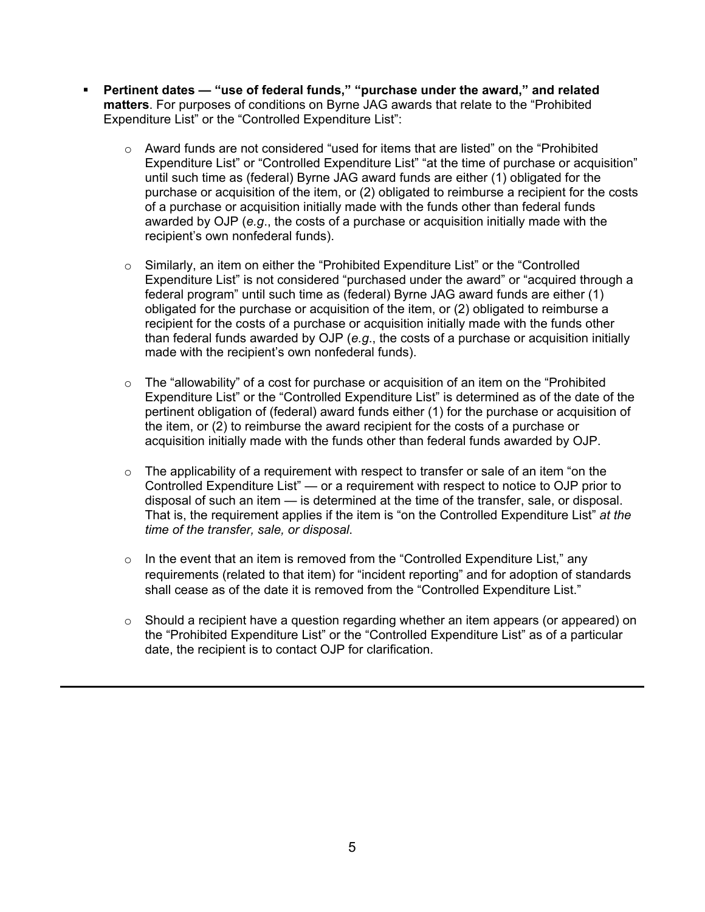- **Pertinent dates — "use of federal funds," "purchase under the award," and related matters**. For purposes of conditions on Byrne JAG awards that relate to the "Prohibited Expenditure List" or the "Controlled Expenditure List":

  - Award funds are not considered "used for items that are listed" on the "Prohibited Expenditure List" or "Controlled Expenditure List" "at the time of purchase or acquisition" until such time as (federal) Byrne JAG award funds are either (1) obligated for the purchase or acquisition of the item, or (2) obligated to reimburse a recipient for the costs of a purchase or acquisition initially made with the funds other than federal funds awarded by OJP (*e.g*., the costs of a purchase or acquisition initially made with the recipient's own nonfederal funds).

  - Similarly, an item on either the "Prohibited Expenditure List" or the "Controlled Expenditure List" is not considered "purchased under the award" or "acquired through a federal program" until such time as (federal) Byrne JAG award funds are either (1) obligated for the purchase or acquisition of the item, or (2) obligated to reimburse a recipient for the costs of a purchase or acquisition initially made with the funds other than federal funds awarded by OJP (*e.g*., the costs of a purchase or acquisition initially made with the recipient's own nonfederal funds).

  - The "allowability" of a cost for purchase or acquisition of an item on the "Prohibited Expenditure List" or the "Controlled Expenditure List" is determined as of the date of the pertinent obligation of (federal) award funds either (1) for the purchase or acquisition of the item, or (2) to reimburse the award recipient for the costs of a purchase or acquisition initially made with the funds other than federal funds awarded by OJP.

  - The applicability of a requirement with respect to transfer or sale of an item "on the Controlled Expenditure List" — or a requirement with respect to notice to OJP prior to disposal of such an item — is determined at the time of the transfer, sale, or disposal. That is, the requirement applies if the item is "on the Controlled Expenditure List" *at the time of the transfer, sale, or disposal*.

  - In the event that an item is removed from the "Controlled Expenditure List," any requirements (related to that item) for "incident reporting" and for adoption of standards shall cease as of the date it is removed from the "Controlled Expenditure List."

  - Should a recipient have a question regarding whether an item appears (or appeared) on the "Prohibited Expenditure List" or the "Controlled Expenditure List" as of a particular date, the recipient is to contact OJP for clarification.

---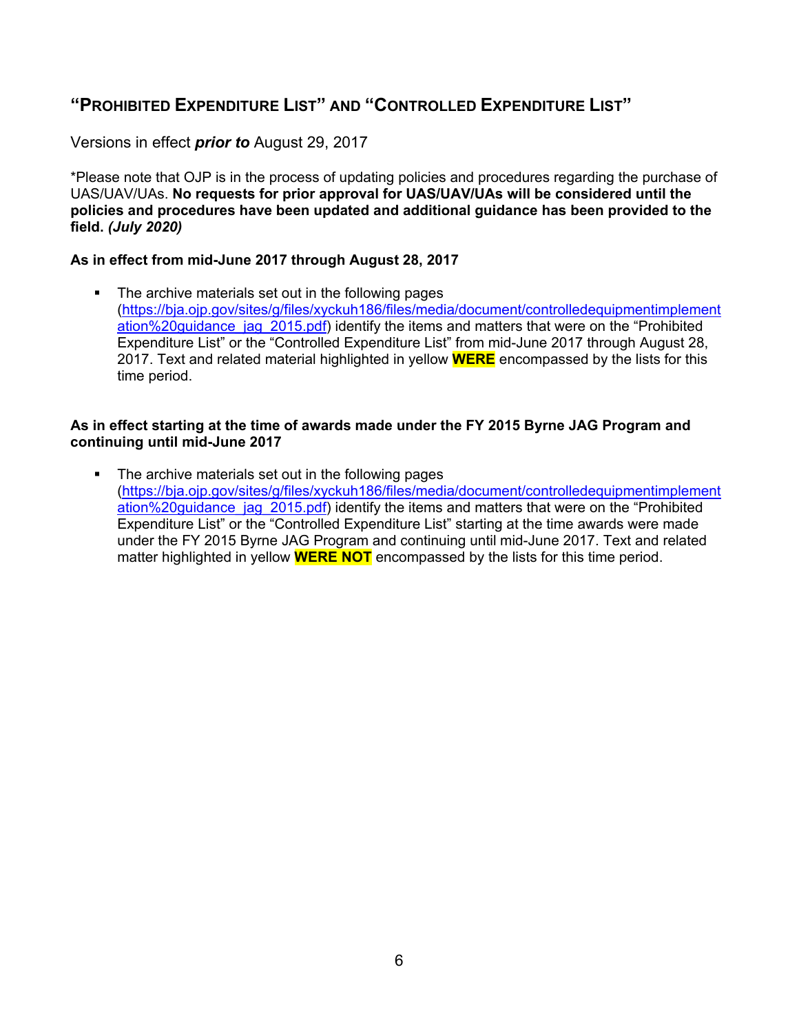## "Prohibited Expenditure List" and "Controlled Expenditure List"

Versions in effect ***prior to*** August 29, 2017

*Please note that OJP is in the process of updating policies and procedures regarding the purchase of UAS/UAV/UAs. **No requests for prior approval for UAS/UAV/UAs will be considered until the policies and procedures have been updated and additional guidance has been provided to the field. *(July 2020)***

**As in effect from mid-June 2017 through August 28, 2017**

- The archive materials set out in the following pages (https://bja.ojp.gov/sites/g/files/xyckuh186/files/media/document/controlledequipmentimplementation%20guidance_jag_2015.pdf) identify the items and matters that were on the "Prohibited Expenditure List" or the "Controlled Expenditure List" from mid-June 2017 through August 28, 2017. Text and related material highlighted in yellow **WERE** encompassed by the lists for this time period.

**As in effect starting at the time of awards made under the FY 2015 Byrne JAG Program and continuing until mid-June 2017**

- The archive materials set out in the following pages (https://bja.ojp.gov/sites/g/files/xyckuh186/files/media/document/controlledequipmentimplementation%20guidance_jag_2015.pdf) identify the items and matters that were on the "Prohibited Expenditure List" or the "Controlled Expenditure List" starting at the time awards were made under the FY 2015 Byrne JAG Program and continuing until mid-June 2017. Text and related matter highlighted in yellow **WERE NOT** encompassed by the lists for this time period.